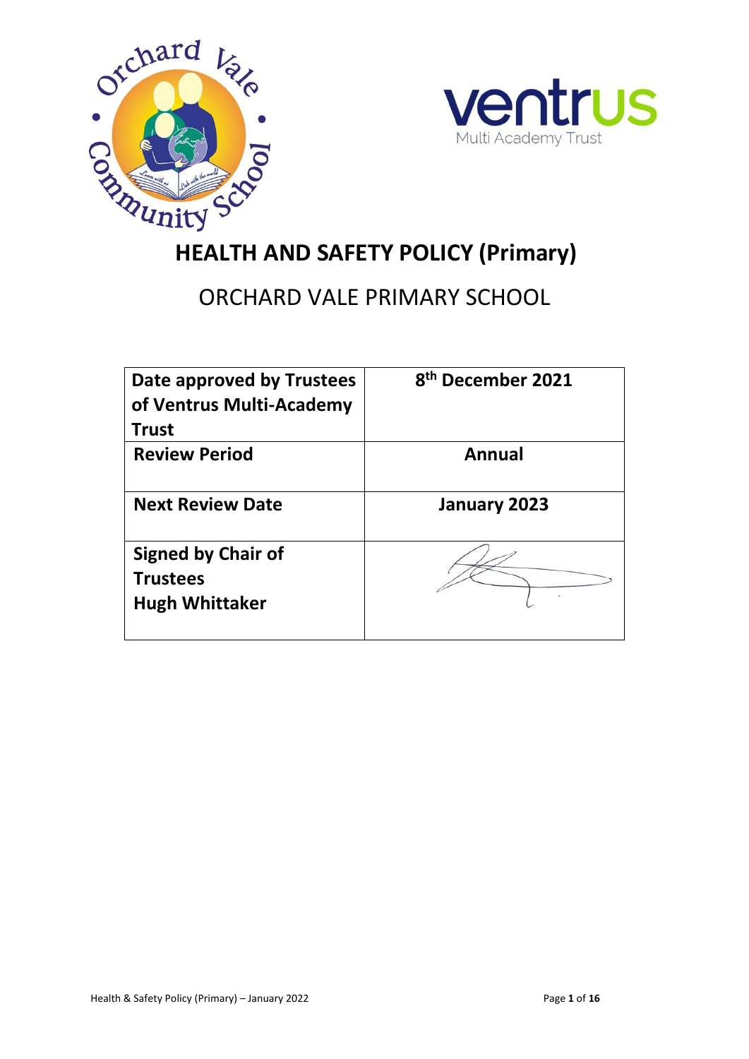# HEALTH AND SAFETY POLICY (Primary)

## ORCHARD VALE PRIMARY SCHOOL

| Date approved by Trustees of Ventrus Multi-Academy Trust | 8th December 2021 |
|---|---|
| Review Period | Annual |
| Next Review Date | January 2023 |
| Signed by Chair of Trustees Hugh Whittaker | |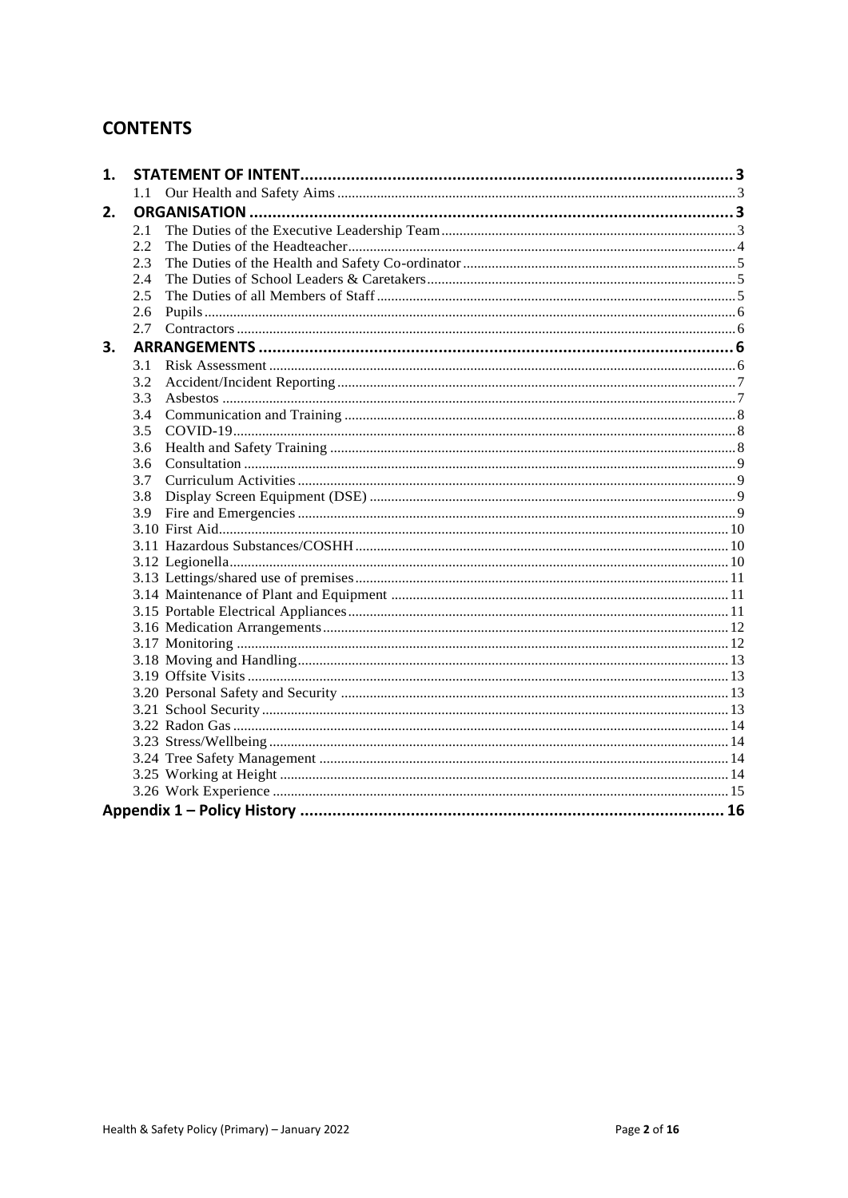## CONTENTS

1. **STATEMENT OF INTENT** .......... 3
   - 1.1 Our Health and Safety Aims .......... 3
2. **ORGANISATION** .......... 3
   - 2.1 The Duties of the Executive Leadership Team .......... 3
   - 2.2 The Duties of the Headteacher .......... 4
   - 2.3 The Duties of the Health and Safety Co-ordinator .......... 5
   - 2.4 The Duties of School Leaders & Caretakers .......... 5
   - 2.5 The Duties of all Members of Staff .......... 5
   - 2.6 Pupils .......... 6
   - 2.7 Contractors .......... 6
3. **ARRANGEMENTS** .......... 6
   - 3.1 Risk Assessment .......... 6
   - 3.2 Accident/Incident Reporting .......... 7
   - 3.3 Asbestos .......... 7
   - 3.4 Communication and Training .......... 8
   - 3.5 COVID-19 .......... 8
   - 3.6 Health and Safety Training .......... 8
   - 3.6 Consultation .......... 9
   - 3.7 Curriculum Activities .......... 9
   - 3.8 Display Screen Equipment (DSE) .......... 9
   - 3.9 Fire and Emergencies .......... 9
   - 3.10 First Aid .......... 10
   - 3.11 Hazardous Substances/COSHH .......... 10
   - 3.12 Legionella .......... 10
   - 3.13 Lettings/shared use of premises .......... 11
   - 3.14 Maintenance of Plant and Equipment .......... 11
   - 3.15 Portable Electrical Appliances .......... 11
   - 3.16 Medication Arrangements .......... 12
   - 3.17 Monitoring .......... 12
   - 3.18 Moving and Handling .......... 13
   - 3.19 Offsite Visits .......... 13
   - 3.20 Personal Safety and Security .......... 13
   - 3.21 School Security .......... 13
   - 3.22 Radon Gas .......... 14
   - 3.23 Stress/Wellbeing .......... 14
   - 3.24 Tree Safety Management .......... 14
   - 3.25 Working at Height .......... 14
   - 3.26 Work Experience .......... 15

**Appendix 1 – Policy History** .......... 16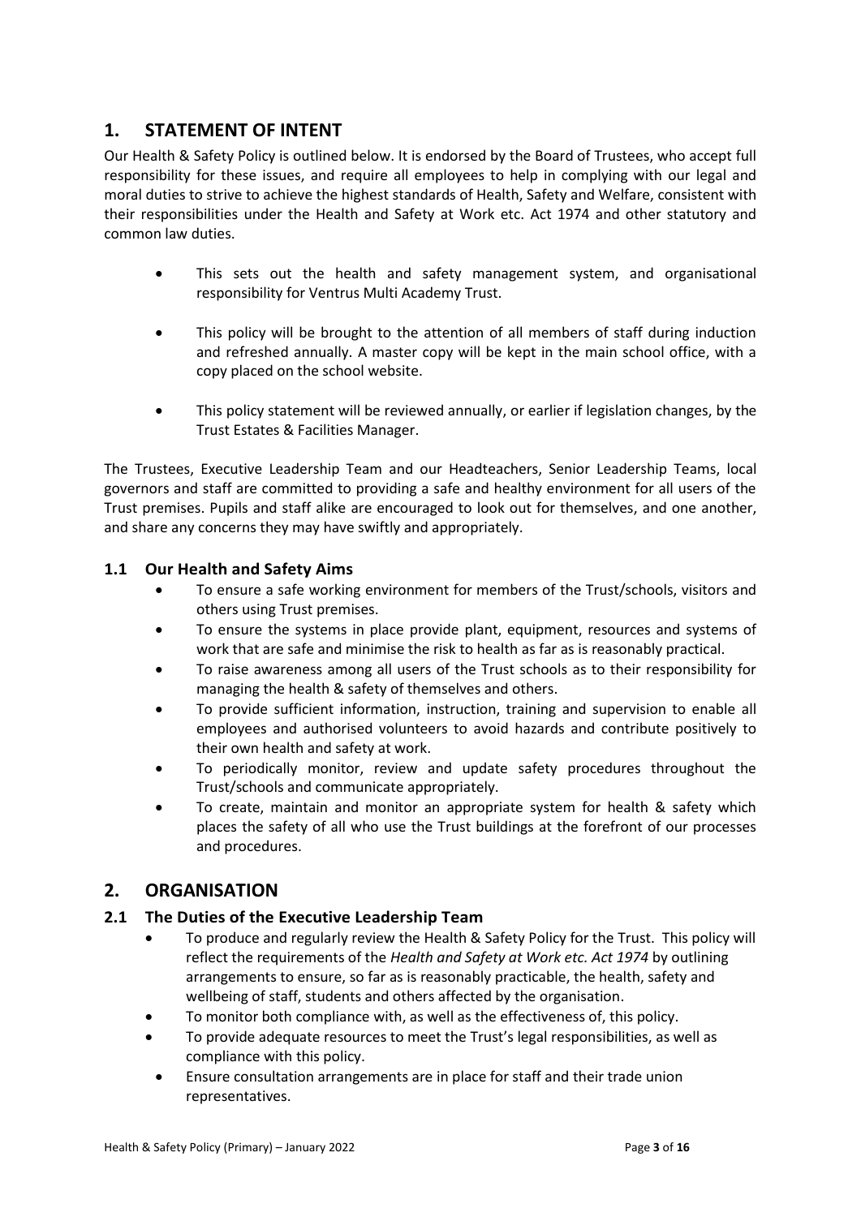## 1. STATEMENT OF INTENT

Our Health & Safety Policy is outlined below. It is endorsed by the Board of Trustees, who accept full responsibility for these issues, and require all employees to help in complying with our legal and moral duties to strive to achieve the highest standards of Health, Safety and Welfare, consistent with their responsibilities under the Health and Safety at Work etc. Act 1974 and other statutory and common law duties.

- This sets out the health and safety management system, and organisational responsibility for Ventrus Multi Academy Trust.
- This policy will be brought to the attention of all members of staff during induction and refreshed annually. A master copy will be kept in the main school office, with a copy placed on the school website.
- This policy statement will be reviewed annually, or earlier if legislation changes, by the Trust Estates & Facilities Manager.

The Trustees, Executive Leadership Team and our Headteachers, Senior Leadership Teams, local governors and staff are committed to providing a safe and healthy environment for all users of the Trust premises. Pupils and staff alike are encouraged to look out for themselves, and one another, and share any concerns they may have swiftly and appropriately.

### 1.1 Our Health and Safety Aims

- To ensure a safe working environment for members of the Trust/schools, visitors and others using Trust premises.
- To ensure the systems in place provide plant, equipment, resources and systems of work that are safe and minimise the risk to health as far as is reasonably practical.
- To raise awareness among all users of the Trust schools as to their responsibility for managing the health & safety of themselves and others.
- To provide sufficient information, instruction, training and supervision to enable all employees and authorised volunteers to avoid hazards and contribute positively to their own health and safety at work.
- To periodically monitor, review and update safety procedures throughout the Trust/schools and communicate appropriately.
- To create, maintain and monitor an appropriate system for health & safety which places the safety of all who use the Trust buildings at the forefront of our processes and procedures.

## 2. ORGANISATION

### 2.1 The Duties of the Executive Leadership Team

- To produce and regularly review the Health & Safety Policy for the Trust. This policy will reflect the requirements of the *Health and Safety at Work etc. Act 1974* by outlining arrangements to ensure, so far as is reasonably practicable, the health, safety and wellbeing of staff, students and others affected by the organisation.
- To monitor both compliance with, as well as the effectiveness of, this policy.
- To provide adequate resources to meet the Trust's legal responsibilities, as well as compliance with this policy.
- Ensure consultation arrangements are in place for staff and their trade union representatives.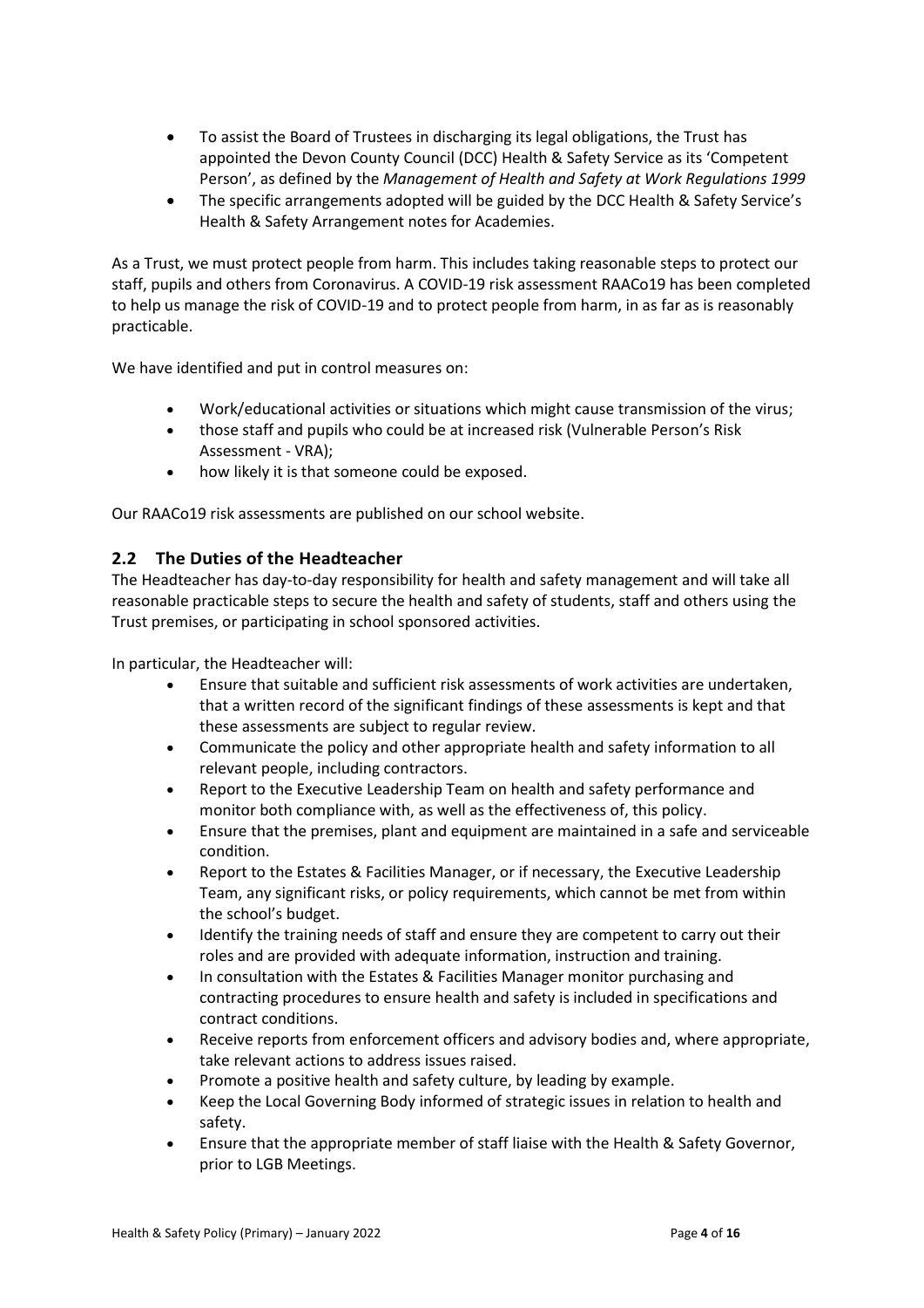- To assist the Board of Trustees in discharging its legal obligations, the Trust has appointed the Devon County Council (DCC) Health & Safety Service as its 'Competent Person', as defined by the *Management of Health and Safety at Work Regulations 1999*
- The specific arrangements adopted will be guided by the DCC Health & Safety Service's Health & Safety Arrangement notes for Academies.

As a Trust, we must protect people from harm. This includes taking reasonable steps to protect our staff, pupils and others from Coronavirus. A COVID-19 risk assessment RAACo19 has been completed to help us manage the risk of COVID-19 and to protect people from harm, in as far as is reasonably practicable.

We have identified and put in control measures on:

- Work/educational activities or situations which might cause transmission of the virus;
- those staff and pupils who could be at increased risk (Vulnerable Person's Risk Assessment - VRA);
- how likely it is that someone could be exposed.

Our RAACo19 risk assessments are published on our school website.

## 2.2 The Duties of the Headteacher

The Headteacher has day-to-day responsibility for health and safety management and will take all reasonable practicable steps to secure the health and safety of students, staff and others using the Trust premises, or participating in school sponsored activities.

In particular, the Headteacher will:

- Ensure that suitable and sufficient risk assessments of work activities are undertaken, that a written record of the significant findings of these assessments is kept and that these assessments are subject to regular review.
- Communicate the policy and other appropriate health and safety information to all relevant people, including contractors.
- Report to the Executive Leadership Team on health and safety performance and monitor both compliance with, as well as the effectiveness of, this policy.
- Ensure that the premises, plant and equipment are maintained in a safe and serviceable condition.
- Report to the Estates & Facilities Manager, or if necessary, the Executive Leadership Team, any significant risks, or policy requirements, which cannot be met from within the school's budget.
- Identify the training needs of staff and ensure they are competent to carry out their roles and are provided with adequate information, instruction and training.
- In consultation with the Estates & Facilities Manager monitor purchasing and contracting procedures to ensure health and safety is included in specifications and contract conditions.
- Receive reports from enforcement officers and advisory bodies and, where appropriate, take relevant actions to address issues raised.
- Promote a positive health and safety culture, by leading by example.
- Keep the Local Governing Body informed of strategic issues in relation to health and safety.
- Ensure that the appropriate member of staff liaise with the Health & Safety Governor, prior to LGB Meetings.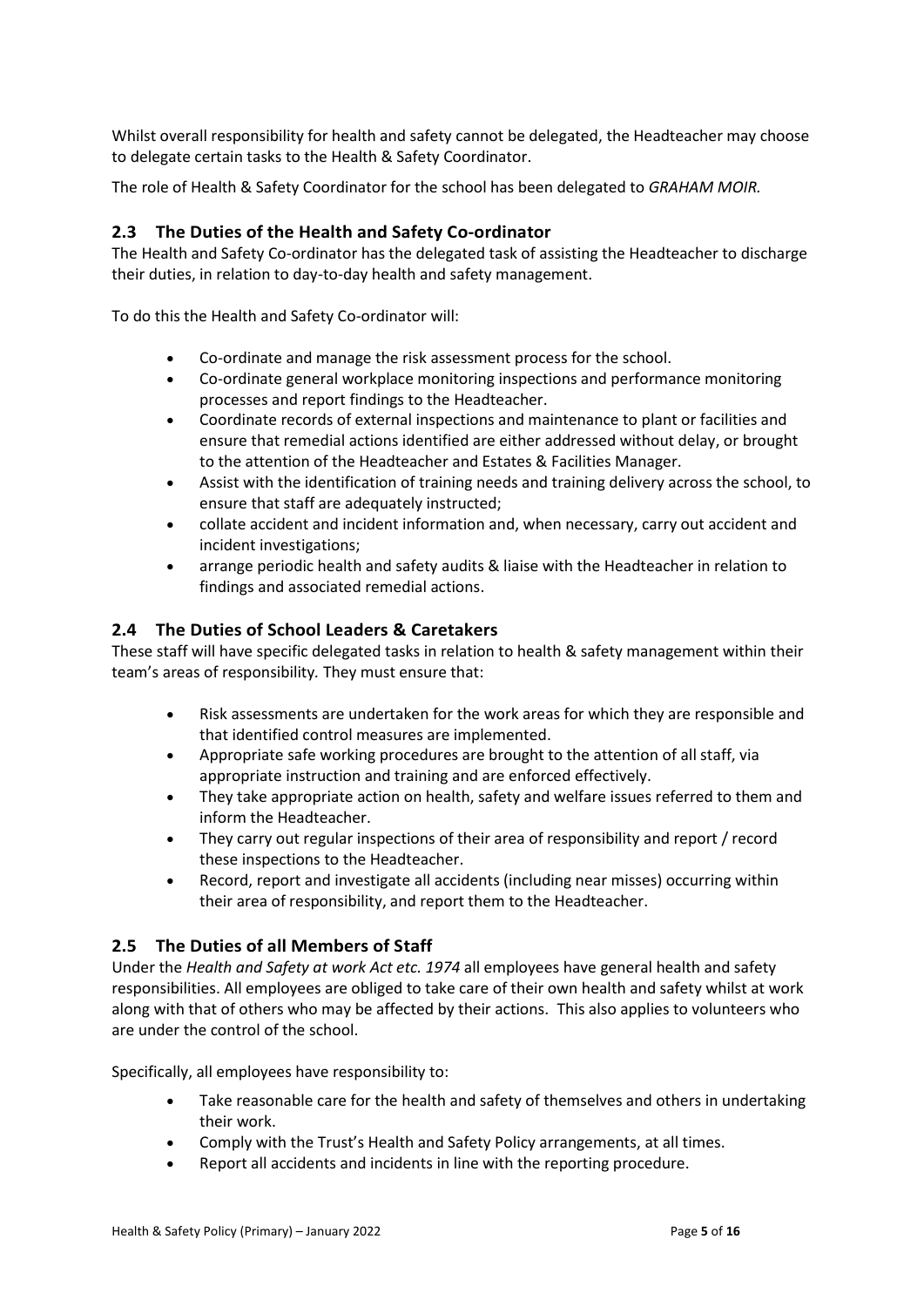Whilst overall responsibility for health and safety cannot be delegated, the Headteacher may choose to delegate certain tasks to the Health & Safety Coordinator.

The role of Health & Safety Coordinator for the school has been delegated to *GRAHAM MOIR.*

## 2.3 The Duties of the Health and Safety Co-ordinator

The Health and Safety Co-ordinator has the delegated task of assisting the Headteacher to discharge their duties, in relation to day-to-day health and safety management.

To do this the Health and Safety Co-ordinator will:

- Co-ordinate and manage the risk assessment process for the school.
- Co-ordinate general workplace monitoring inspections and performance monitoring processes and report findings to the Headteacher.
- Coordinate records of external inspections and maintenance to plant or facilities and ensure that remedial actions identified are either addressed without delay, or brought to the attention of the Headteacher and Estates & Facilities Manager.
- Assist with the identification of training needs and training delivery across the school, to ensure that staff are adequately instructed;
- collate accident and incident information and, when necessary, carry out accident and incident investigations;
- arrange periodic health and safety audits & liaise with the Headteacher in relation to findings and associated remedial actions.

## 2.4 The Duties of School Leaders & Caretakers

These staff will have specific delegated tasks in relation to health & safety management within their team's areas of responsibility. They must ensure that:

- Risk assessments are undertaken for the work areas for which they are responsible and that identified control measures are implemented.
- Appropriate safe working procedures are brought to the attention of all staff, via appropriate instruction and training and are enforced effectively.
- They take appropriate action on health, safety and welfare issues referred to them and inform the Headteacher.
- They carry out regular inspections of their area of responsibility and report / record these inspections to the Headteacher.
- Record, report and investigate all accidents (including near misses) occurring within their area of responsibility, and report them to the Headteacher.

## 2.5 The Duties of all Members of Staff

Under the *Health and Safety at work Act etc. 1974* all employees have general health and safety responsibilities. All employees are obliged to take care of their own health and safety whilst at work along with that of others who may be affected by their actions. This also applies to volunteers who are under the control of the school.

Specifically, all employees have responsibility to:

- Take reasonable care for the health and safety of themselves and others in undertaking their work.
- Comply with the Trust's Health and Safety Policy arrangements, at all times.
- Report all accidents and incidents in line with the reporting procedure.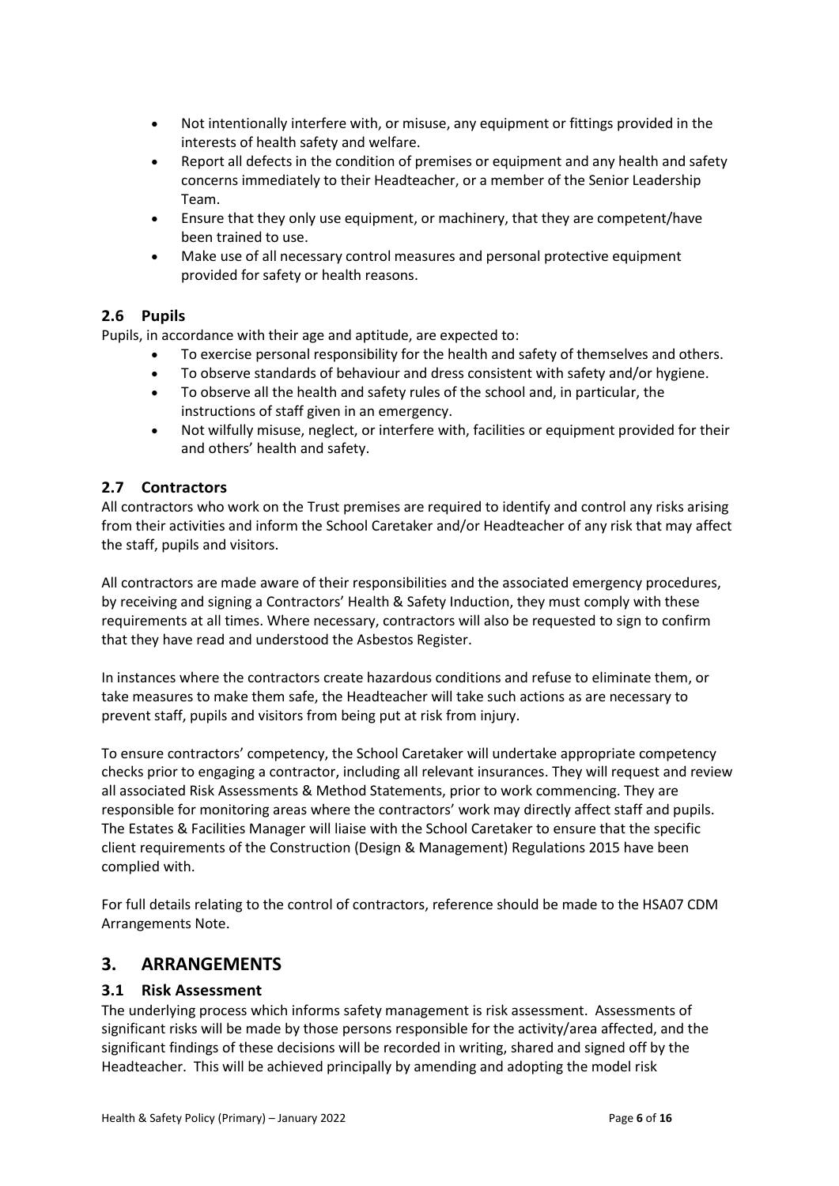- Not intentionally interfere with, or misuse, any equipment or fittings provided in the interests of health safety and welfare.
- Report all defects in the condition of premises or equipment and any health and safety concerns immediately to their Headteacher, or a member of the Senior Leadership Team.
- Ensure that they only use equipment, or machinery, that they are competent/have been trained to use.
- Make use of all necessary control measures and personal protective equipment provided for safety or health reasons.

### 2.6 Pupils

Pupils, in accordance with their age and aptitude, are expected to:

- To exercise personal responsibility for the health and safety of themselves and others.
- To observe standards of behaviour and dress consistent with safety and/or hygiene.
- To observe all the health and safety rules of the school and, in particular, the instructions of staff given in an emergency.
- Not wilfully misuse, neglect, or interfere with, facilities or equipment provided for their and others' health and safety.

### 2.7 Contractors

All contractors who work on the Trust premises are required to identify and control any risks arising from their activities and inform the School Caretaker and/or Headteacher of any risk that may affect the staff, pupils and visitors.

All contractors are made aware of their responsibilities and the associated emergency procedures, by receiving and signing a Contractors' Health & Safety Induction, they must comply with these requirements at all times. Where necessary, contractors will also be requested to sign to confirm that they have read and understood the Asbestos Register.

In instances where the contractors create hazardous conditions and refuse to eliminate them, or take measures to make them safe, the Headteacher will take such actions as are necessary to prevent staff, pupils and visitors from being put at risk from injury.

To ensure contractors' competency, the School Caretaker will undertake appropriate competency checks prior to engaging a contractor, including all relevant insurances. They will request and review all associated Risk Assessments & Method Statements, prior to work commencing. They are responsible for monitoring areas where the contractors' work may directly affect staff and pupils. The Estates & Facilities Manager will liaise with the School Caretaker to ensure that the specific client requirements of the Construction (Design & Management) Regulations 2015 have been complied with.

For full details relating to the control of contractors, reference should be made to the HSA07 CDM Arrangements Note.

## 3. ARRANGEMENTS

### 3.1 Risk Assessment

The underlying process which informs safety management is risk assessment. Assessments of significant risks will be made by those persons responsible for the activity/area affected, and the significant findings of these decisions will be recorded in writing, shared and signed off by the Headteacher. This will be achieved principally by amending and adopting the model risk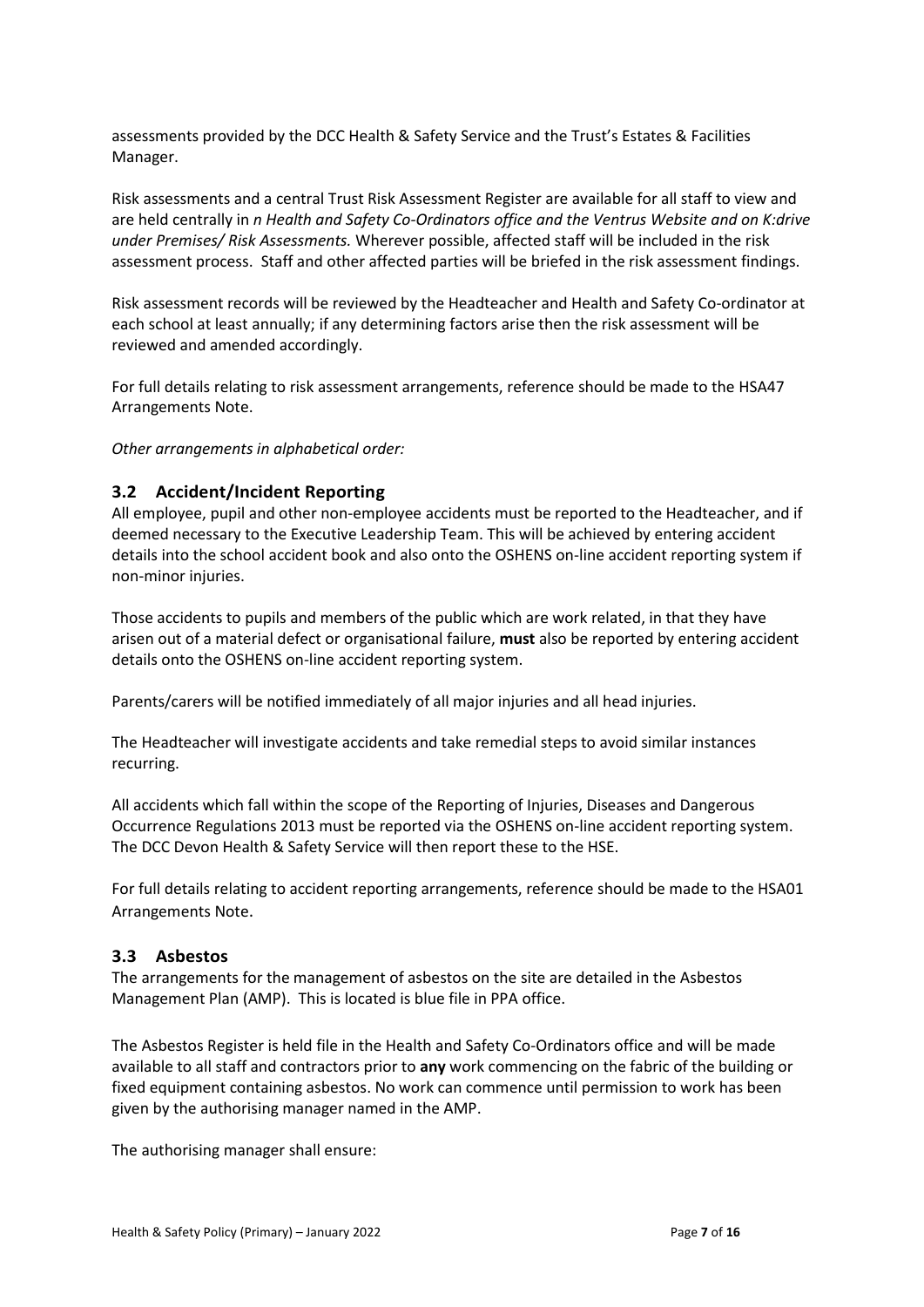assessments provided by the DCC Health & Safety Service and the Trust's Estates & Facilities Manager.

Risk assessments and a central Trust Risk Assessment Register are available for all staff to view and are held centrally in *n Health and Safety Co-Ordinators office and the Ventrus Website and on K:drive under Premises/ Risk Assessments.* Wherever possible, affected staff will be included in the risk assessment process. Staff and other affected parties will be briefed in the risk assessment findings.

Risk assessment records will be reviewed by the Headteacher and Health and Safety Co-ordinator at each school at least annually; if any determining factors arise then the risk assessment will be reviewed and amended accordingly.

For full details relating to risk assessment arrangements, reference should be made to the HSA47 Arrangements Note.

*Other arrangements in alphabetical order:*

### 3.2 Accident/Incident Reporting

All employee, pupil and other non-employee accidents must be reported to the Headteacher, and if deemed necessary to the Executive Leadership Team. This will be achieved by entering accident details into the school accident book and also onto the OSHENS on-line accident reporting system if non-minor injuries.

Those accidents to pupils and members of the public which are work related, in that they have arisen out of a material defect or organisational failure, **must** also be reported by entering accident details onto the OSHENS on-line accident reporting system.

Parents/carers will be notified immediately of all major injuries and all head injuries.

The Headteacher will investigate accidents and take remedial steps to avoid similar instances recurring.

All accidents which fall within the scope of the Reporting of Injuries, Diseases and Dangerous Occurrence Regulations 2013 must be reported via the OSHENS on-line accident reporting system. The DCC Devon Health & Safety Service will then report these to the HSE.

For full details relating to accident reporting arrangements, reference should be made to the HSA01 Arrangements Note.

### 3.3 Asbestos

The arrangements for the management of asbestos on the site are detailed in the Asbestos Management Plan (AMP). This is located is blue file in PPA office.

The Asbestos Register is held file in the Health and Safety Co-Ordinators office and will be made available to all staff and contractors prior to **any** work commencing on the fabric of the building or fixed equipment containing asbestos. No work can commence until permission to work has been given by the authorising manager named in the AMP.

The authorising manager shall ensure: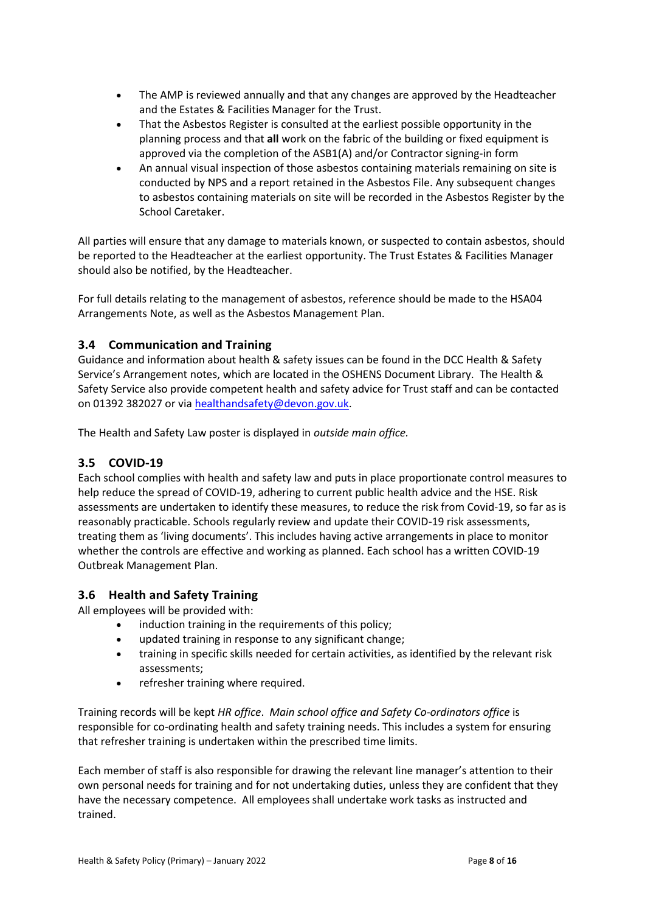- The AMP is reviewed annually and that any changes are approved by the Headteacher and the Estates & Facilities Manager for the Trust.
- That the Asbestos Register is consulted at the earliest possible opportunity in the planning process and that **all** work on the fabric of the building or fixed equipment is approved via the completion of the ASB1(A) and/or Contractor signing-in form
- An annual visual inspection of those asbestos containing materials remaining on site is conducted by NPS and a report retained in the Asbestos File. Any subsequent changes to asbestos containing materials on site will be recorded in the Asbestos Register by the School Caretaker.

All parties will ensure that any damage to materials known, or suspected to contain asbestos, should be reported to the Headteacher at the earliest opportunity. The Trust Estates & Facilities Manager should also be notified, by the Headteacher.

For full details relating to the management of asbestos, reference should be made to the HSA04 Arrangements Note, as well as the Asbestos Management Plan.

### 3.4 Communication and Training

Guidance and information about health & safety issues can be found in the DCC Health & Safety Service's Arrangement notes, which are located in the OSHENS Document Library. The Health & Safety Service also provide competent health and safety advice for Trust staff and can be contacted on 01392 382027 or via [healthandsafety@devon.gov.uk](mailto:healthandsafety@devon.gov.uk).

The Health and Safety Law poster is displayed in *outside main office.*

### 3.5 COVID-19

Each school complies with health and safety law and puts in place proportionate control measures to help reduce the spread of COVID-19, adhering to current public health advice and the HSE. Risk assessments are undertaken to identify these measures, to reduce the risk from Covid-19, so far as is reasonably practicable. Schools regularly review and update their COVID-19 risk assessments, treating them as 'living documents'. This includes having active arrangements in place to monitor whether the controls are effective and working as planned. Each school has a written COVID-19 Outbreak Management Plan.

### 3.6 Health and Safety Training

All employees will be provided with:

- induction training in the requirements of this policy;
- updated training in response to any significant change;
- training in specific skills needed for certain activities, as identified by the relevant risk assessments;
- refresher training where required.

Training records will be kept *HR office*. *Main school office and Safety Co-ordinators office* is responsible for co-ordinating health and safety training needs. This includes a system for ensuring that refresher training is undertaken within the prescribed time limits.

Each member of staff is also responsible for drawing the relevant line manager's attention to their own personal needs for training and for not undertaking duties, unless they are confident that they have the necessary competence. All employees shall undertake work tasks as instructed and trained.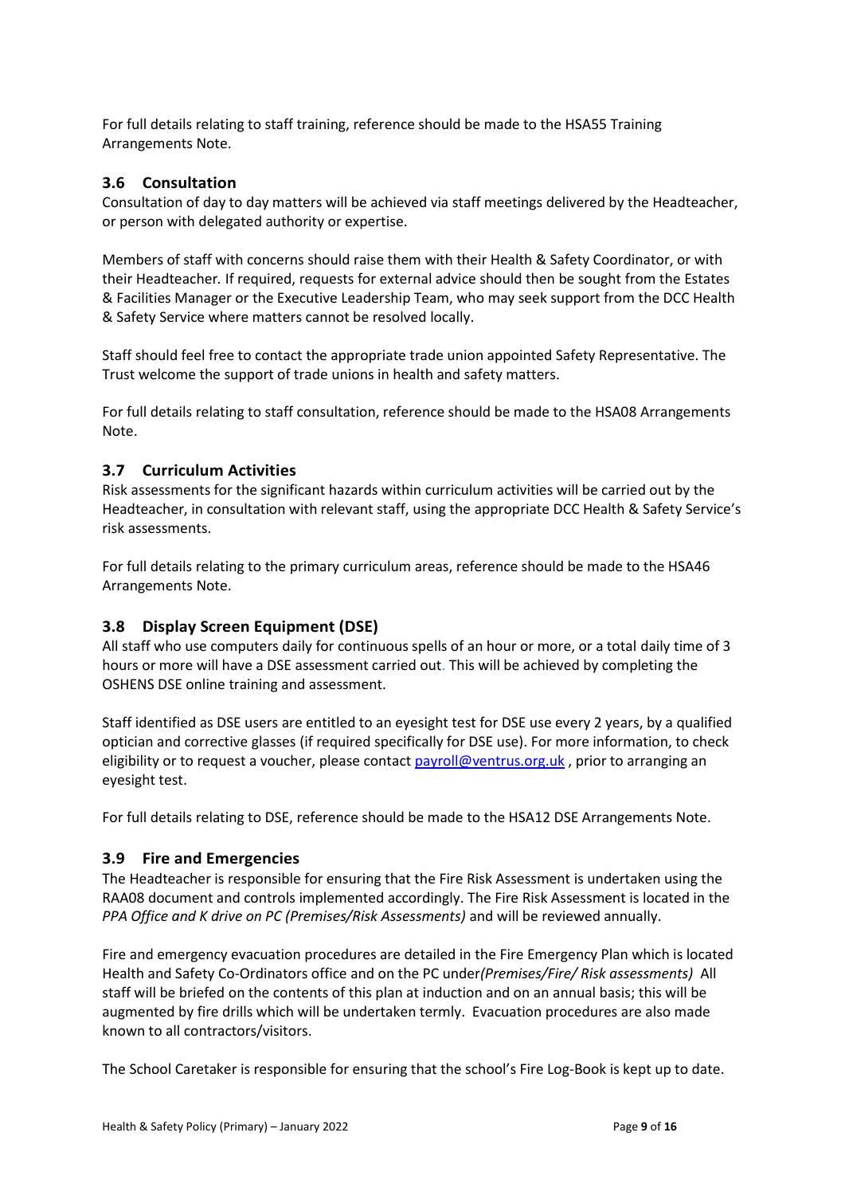For full details relating to staff training, reference should be made to the HSA55 Training Arrangements Note.

### 3.6 Consultation

Consultation of day to day matters will be achieved via staff meetings delivered by the Headteacher, or person with delegated authority or expertise.

Members of staff with concerns should raise them with their Health & Safety Coordinator, or with their Headteacher. If required, requests for external advice should then be sought from the Estates & Facilities Manager or the Executive Leadership Team, who may seek support from the DCC Health & Safety Service where matters cannot be resolved locally.

Staff should feel free to contact the appropriate trade union appointed Safety Representative. The Trust welcome the support of trade unions in health and safety matters.

For full details relating to staff consultation, reference should be made to the HSA08 Arrangements Note.

### 3.7 Curriculum Activities

Risk assessments for the significant hazards within curriculum activities will be carried out by the Headteacher, in consultation with relevant staff, using the appropriate DCC Health & Safety Service's risk assessments.

For full details relating to the primary curriculum areas, reference should be made to the HSA46 Arrangements Note.

### 3.8 Display Screen Equipment (DSE)

All staff who use computers daily for continuous spells of an hour or more, or a total daily time of 3 hours or more will have a DSE assessment carried out. This will be achieved by completing the OSHENS DSE online training and assessment.

Staff identified as DSE users are entitled to an eyesight test for DSE use every 2 years, by a qualified optician and corrective glasses (if required specifically for DSE use). For more information, to check eligibility or to request a voucher, please contact [payroll@ventrus.org.uk](mailto:payroll@ventrus.org.uk) , prior to arranging an eyesight test.

For full details relating to DSE, reference should be made to the HSA12 DSE Arrangements Note.

### 3.9 Fire and Emergencies

The Headteacher is responsible for ensuring that the Fire Risk Assessment is undertaken using the RAA08 document and controls implemented accordingly. The Fire Risk Assessment is located in the *PPA Office and K drive on PC (Premises/Risk Assessments)* and will be reviewed annually.

Fire and emergency evacuation procedures are detailed in the Fire Emergency Plan which is located Health and Safety Co-Ordinators office and on the PC under*(Premises/Fire/ Risk assessments)* All staff will be briefed on the contents of this plan at induction and on an annual basis; this will be augmented by fire drills which will be undertaken termly. Evacuation procedures are also made known to all contractors/visitors.

The School Caretaker is responsible for ensuring that the school's Fire Log-Book is kept up to date.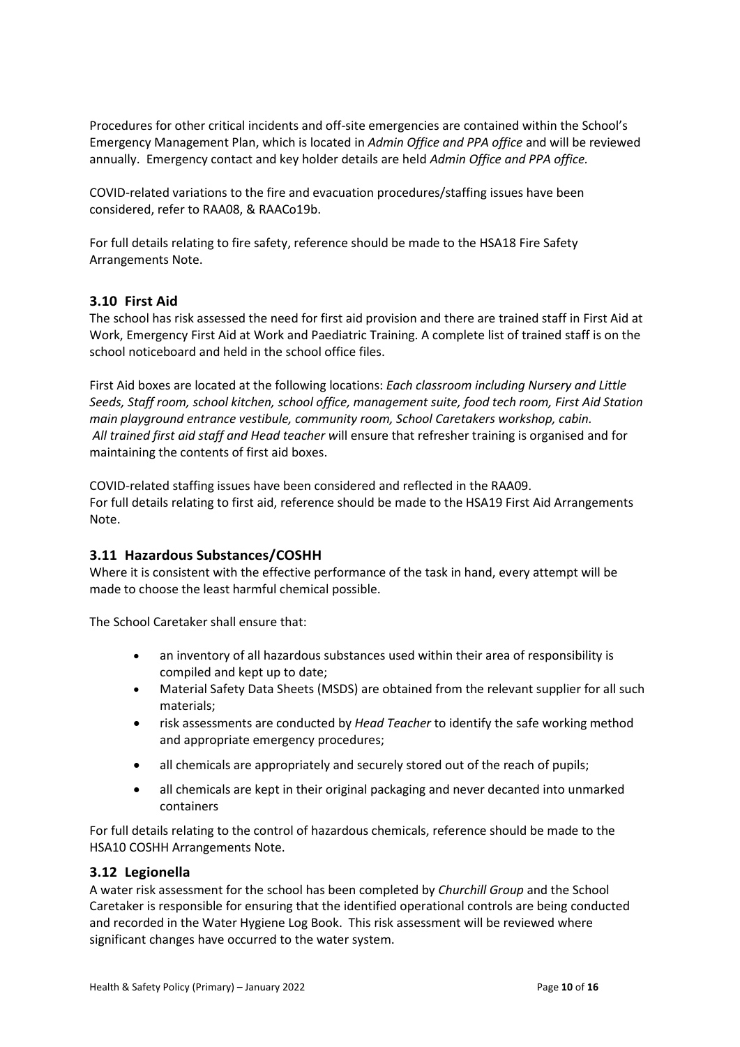Procedures for other critical incidents and off-site emergencies are contained within the School's Emergency Management Plan, which is located in *Admin Office and PPA office* and will be reviewed annually. Emergency contact and key holder details are held *Admin Office and PPA office.*

COVID-related variations to the fire and evacuation procedures/staffing issues have been considered, refer to RAA08, & RAACo19b.

For full details relating to fire safety, reference should be made to the HSA18 Fire Safety Arrangements Note.

### 3.10 First Aid

The school has risk assessed the need for first aid provision and there are trained staff in First Aid at Work, Emergency First Aid at Work and Paediatric Training. A complete list of trained staff is on the school noticeboard and held in the school office files.

First Aid boxes are located at the following locations: *Each classroom including Nursery and Little Seeds, Staff room, school kitchen, school office, management suite, food tech room, First Aid Station main playground entrance vestibule, community room, School Caretakers workshop, cabin.*
*All trained first aid staff and Head teacher w*ill ensure that refresher training is organised and for maintaining the contents of first aid boxes.

COVID-related staffing issues have been considered and reflected in the RAA09.
For full details relating to first aid, reference should be made to the HSA19 First Aid Arrangements Note.

### 3.11 Hazardous Substances/COSHH

Where it is consistent with the effective performance of the task in hand, every attempt will be made to choose the least harmful chemical possible.

The School Caretaker shall ensure that:

- an inventory of all hazardous substances used within their area of responsibility is compiled and kept up to date;
- Material Safety Data Sheets (MSDS) are obtained from the relevant supplier for all such materials;
- risk assessments are conducted by *Head Teacher* to identify the safe working method and appropriate emergency procedures;
- all chemicals are appropriately and securely stored out of the reach of pupils;
- all chemicals are kept in their original packaging and never decanted into unmarked containers

For full details relating to the control of hazardous chemicals, reference should be made to the HSA10 COSHH Arrangements Note.

### 3.12 Legionella

A water risk assessment for the school has been completed by *Churchill Group* and the School Caretaker is responsible for ensuring that the identified operational controls are being conducted and recorded in the Water Hygiene Log Book. This risk assessment will be reviewed where significant changes have occurred to the water system.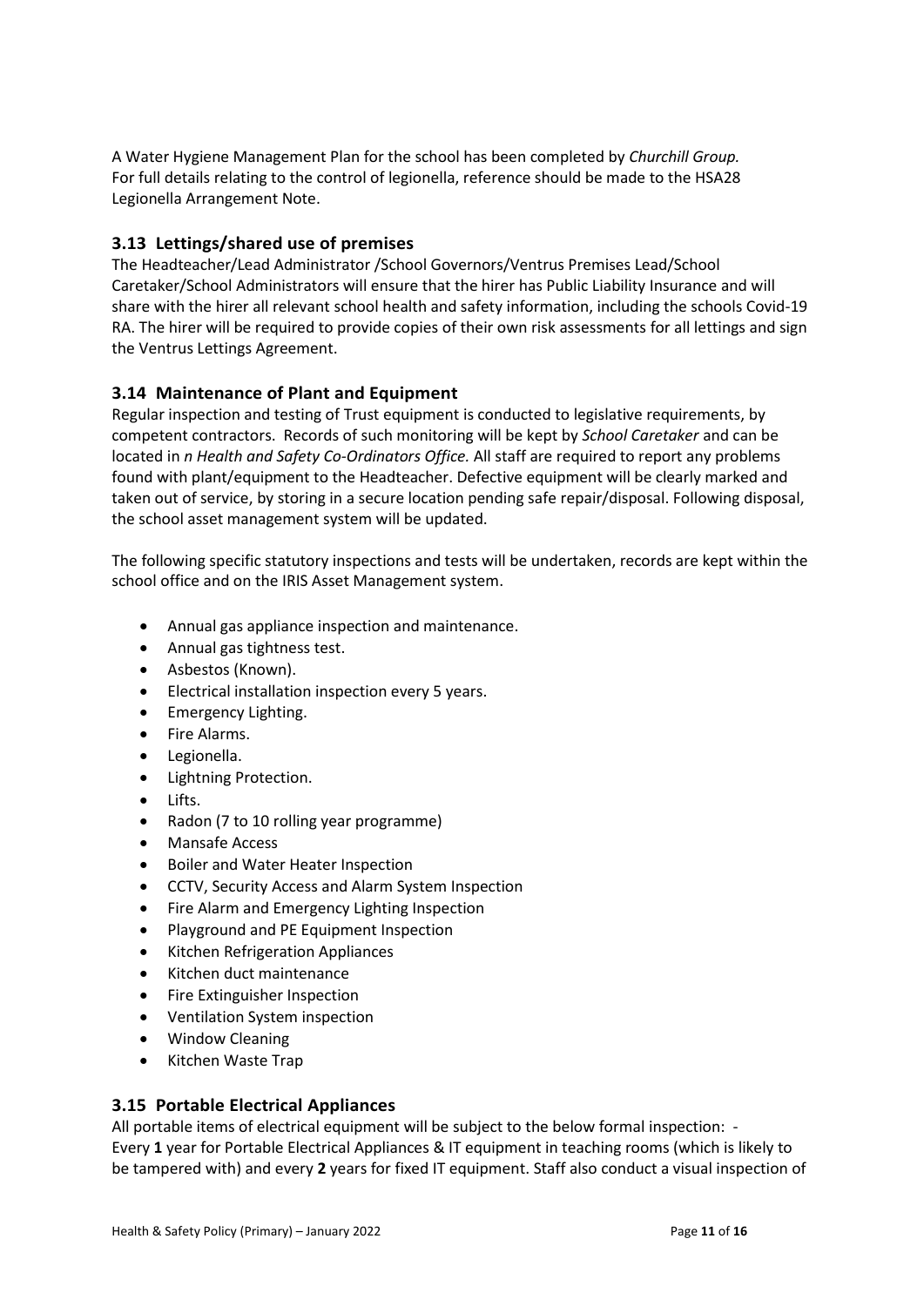A Water Hygiene Management Plan for the school has been completed by *Churchill Group.* For full details relating to the control of legionella, reference should be made to the HSA28 Legionella Arrangement Note.

### 3.13 Lettings/shared use of premises

The Headteacher/Lead Administrator /School Governors/Ventrus Premises Lead/School Caretaker/School Administrators will ensure that the hirer has Public Liability Insurance and will share with the hirer all relevant school health and safety information, including the schools Covid-19 RA. The hirer will be required to provide copies of their own risk assessments for all lettings and sign the Ventrus Lettings Agreement.

### 3.14 Maintenance of Plant and Equipment

Regular inspection and testing of Trust equipment is conducted to legislative requirements, by competent contractors. Records of such monitoring will be kept by *School Caretaker* and can be located in *n Health and Safety Co-Ordinators Office.* All staff are required to report any problems found with plant/equipment to the Headteacher. Defective equipment will be clearly marked and taken out of service, by storing in a secure location pending safe repair/disposal. Following disposal, the school asset management system will be updated.

The following specific statutory inspections and tests will be undertaken, records are kept within the school office and on the IRIS Asset Management system.

- Annual gas appliance inspection and maintenance.
- Annual gas tightness test.
- Asbestos (Known).
- Electrical installation inspection every 5 years.
- Emergency Lighting.
- Fire Alarms.
- Legionella.
- Lightning Protection.
- Lifts.
- Radon (7 to 10 rolling year programme)
- Mansafe Access
- Boiler and Water Heater Inspection
- CCTV, Security Access and Alarm System Inspection
- Fire Alarm and Emergency Lighting Inspection
- Playground and PE Equipment Inspection
- Kitchen Refrigeration Appliances
- Kitchen duct maintenance
- Fire Extinguisher Inspection
- Ventilation System inspection
- Window Cleaning
- Kitchen Waste Trap

### 3.15 Portable Electrical Appliances

All portable items of electrical equipment will be subject to the below formal inspection: -
Every **1** year for Portable Electrical Appliances & IT equipment in teaching rooms (which is likely to be tampered with) and every **2** years for fixed IT equipment. Staff also conduct a visual inspection of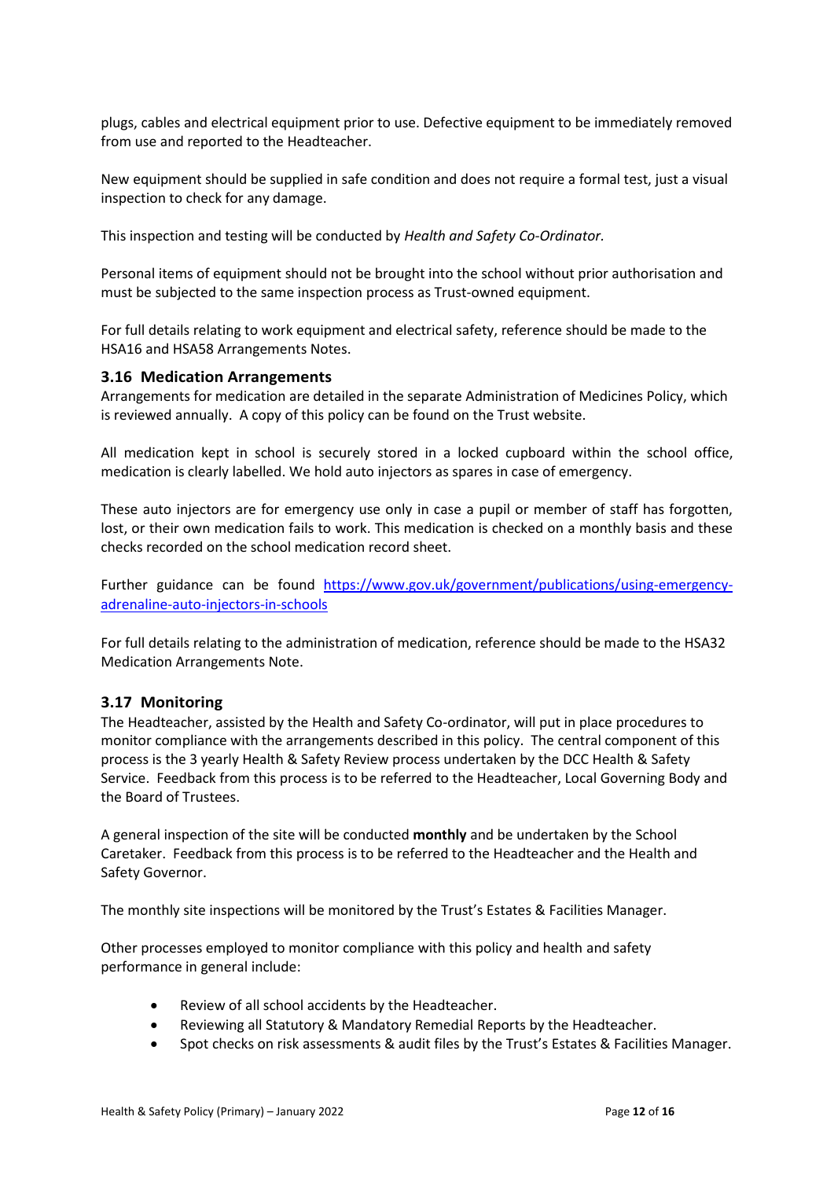plugs, cables and electrical equipment prior to use. Defective equipment to be immediately removed from use and reported to the Headteacher.

New equipment should be supplied in safe condition and does not require a formal test, just a visual inspection to check for any damage.

This inspection and testing will be conducted by *Health and Safety Co-Ordinator.*

Personal items of equipment should not be brought into the school without prior authorisation and must be subjected to the same inspection process as Trust-owned equipment.

For full details relating to work equipment and electrical safety, reference should be made to the HSA16 and HSA58 Arrangements Notes.

### 3.16 Medication Arrangements

Arrangements for medication are detailed in the separate Administration of Medicines Policy, which is reviewed annually. A copy of this policy can be found on the Trust website.

All medication kept in school is securely stored in a locked cupboard within the school office, medication is clearly labelled. We hold auto injectors as spares in case of emergency.

These auto injectors are for emergency use only in case a pupil or member of staff has forgotten, lost, or their own medication fails to work. This medication is checked on a monthly basis and these checks recorded on the school medication record sheet.

Further guidance can be found [https://www.gov.uk/government/publications/using-emergency-adrenaline-auto-injectors-in-schools](https://www.gov.uk/government/publications/using-emergency-adrenaline-auto-injectors-in-schools)

For full details relating to the administration of medication, reference should be made to the HSA32 Medication Arrangements Note.

### 3.17 Monitoring

The Headteacher, assisted by the Health and Safety Co-ordinator, will put in place procedures to monitor compliance with the arrangements described in this policy. The central component of this process is the 3 yearly Health & Safety Review process undertaken by the DCC Health & Safety Service. Feedback from this process is to be referred to the Headteacher, Local Governing Body and the Board of Trustees.

A general inspection of the site will be conducted **monthly** and be undertaken by the School Caretaker. Feedback from this process is to be referred to the Headteacher and the Health and Safety Governor.

The monthly site inspections will be monitored by the Trust's Estates & Facilities Manager.

Other processes employed to monitor compliance with this policy and health and safety performance in general include:

- Review of all school accidents by the Headteacher.
- Reviewing all Statutory & Mandatory Remedial Reports by the Headteacher.
- Spot checks on risk assessments & audit files by the Trust's Estates & Facilities Manager.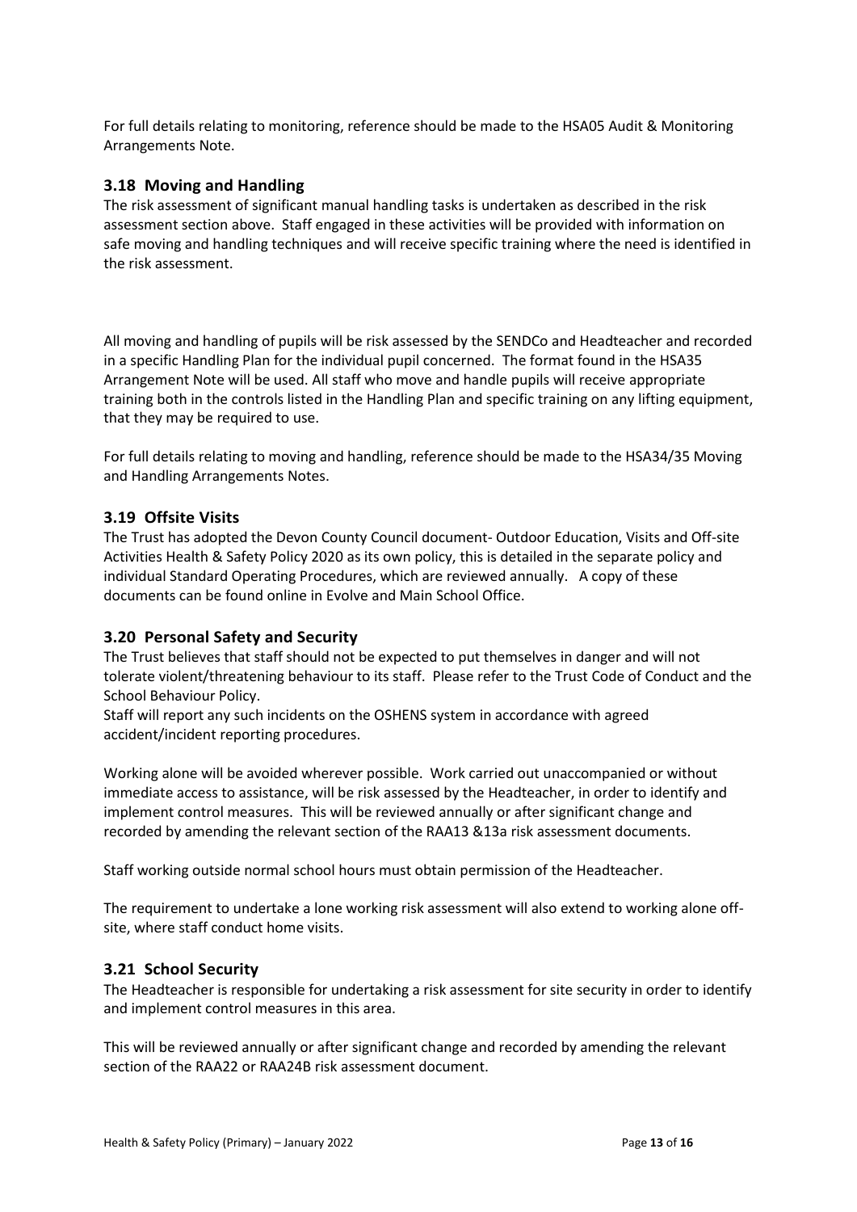For full details relating to monitoring, reference should be made to the HSA05 Audit & Monitoring Arrangements Note.

### 3.18 Moving and Handling

The risk assessment of significant manual handling tasks is undertaken as described in the risk assessment section above. Staff engaged in these activities will be provided with information on safe moving and handling techniques and will receive specific training where the need is identified in the risk assessment.

All moving and handling of pupils will be risk assessed by the SENDCo and Headteacher and recorded in a specific Handling Plan for the individual pupil concerned. The format found in the HSA35 Arrangement Note will be used. All staff who move and handle pupils will receive appropriate training both in the controls listed in the Handling Plan and specific training on any lifting equipment, that they may be required to use.

For full details relating to moving and handling, reference should be made to the HSA34/35 Moving and Handling Arrangements Notes.

### 3.19 Offsite Visits

The Trust has adopted the Devon County Council document- Outdoor Education, Visits and Off-site Activities Health & Safety Policy 2020 as its own policy, this is detailed in the separate policy and individual Standard Operating Procedures, which are reviewed annually. A copy of these documents can be found online in Evolve and Main School Office.

### 3.20 Personal Safety and Security

The Trust believes that staff should not be expected to put themselves in danger and will not tolerate violent/threatening behaviour to its staff. Please refer to the Trust Code of Conduct and the School Behaviour Policy.

Staff will report any such incidents on the OSHENS system in accordance with agreed accident/incident reporting procedures.

Working alone will be avoided wherever possible. Work carried out unaccompanied or without immediate access to assistance, will be risk assessed by the Headteacher, in order to identify and implement control measures. This will be reviewed annually or after significant change and recorded by amending the relevant section of the RAA13 &13a risk assessment documents.

Staff working outside normal school hours must obtain permission of the Headteacher.

The requirement to undertake a lone working risk assessment will also extend to working alone off-site, where staff conduct home visits.

### 3.21 School Security

The Headteacher is responsible for undertaking a risk assessment for site security in order to identify and implement control measures in this area.

This will be reviewed annually or after significant change and recorded by amending the relevant section of the RAA22 or RAA24B risk assessment document.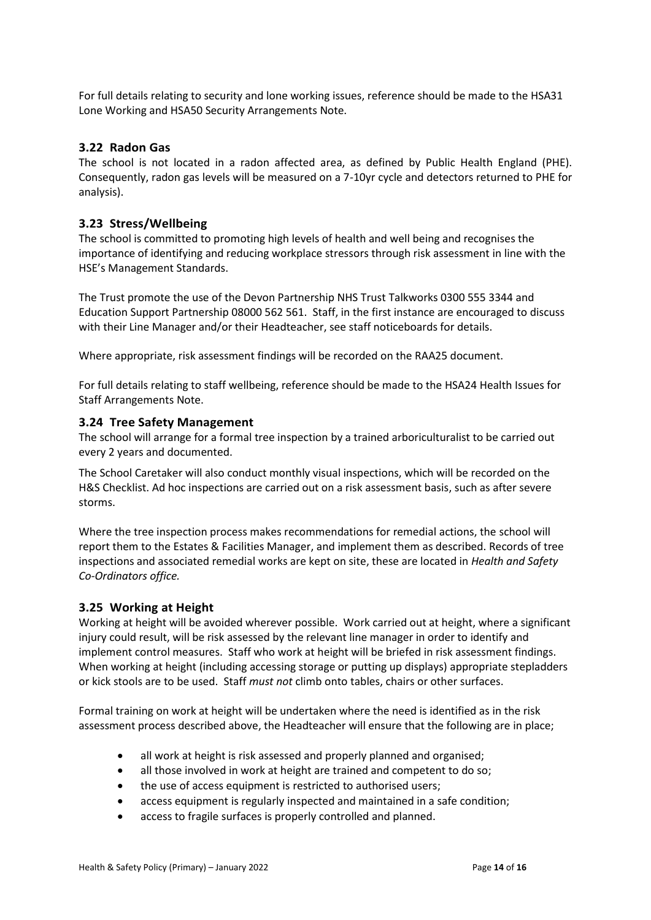For full details relating to security and lone working issues, reference should be made to the HSA31 Lone Working and HSA50 Security Arrangements Note.

### 3.22 Radon Gas

The school is not located in a radon affected area, as defined by Public Health England (PHE). Consequently, radon gas levels will be measured on a 7-10yr cycle and detectors returned to PHE for analysis).

### 3.23 Stress/Wellbeing

The school is committed to promoting high levels of health and well being and recognises the importance of identifying and reducing workplace stressors through risk assessment in line with the HSE's Management Standards.

The Trust promote the use of the Devon Partnership NHS Trust Talkworks 0300 555 3344 and Education Support Partnership 08000 562 561. Staff, in the first instance are encouraged to discuss with their Line Manager and/or their Headteacher, see staff noticeboards for details.

Where appropriate, risk assessment findings will be recorded on the RAA25 document.

For full details relating to staff wellbeing, reference should be made to the HSA24 Health Issues for Staff Arrangements Note.

### 3.24 Tree Safety Management

The school will arrange for a formal tree inspection by a trained arboriculturalist to be carried out every 2 years and documented.

The School Caretaker will also conduct monthly visual inspections, which will be recorded on the H&S Checklist. Ad hoc inspections are carried out on a risk assessment basis, such as after severe storms.

Where the tree inspection process makes recommendations for remedial actions, the school will report them to the Estates & Facilities Manager, and implement them as described. Records of tree inspections and associated remedial works are kept on site, these are located in *Health and Safety Co-Ordinators office.*

### 3.25 Working at Height

Working at height will be avoided wherever possible. Work carried out at height, where a significant injury could result, will be risk assessed by the relevant line manager in order to identify and implement control measures. Staff who work at height will be briefed in risk assessment findings. When working at height (including accessing storage or putting up displays) appropriate stepladders or kick stools are to be used. Staff *must not* climb onto tables, chairs or other surfaces.

Formal training on work at height will be undertaken where the need is identified as in the risk assessment process described above, the Headteacher will ensure that the following are in place;

- all work at height is risk assessed and properly planned and organised;
- all those involved in work at height are trained and competent to do so;
- the use of access equipment is restricted to authorised users;
- access equipment is regularly inspected and maintained in a safe condition;
- access to fragile surfaces is properly controlled and planned.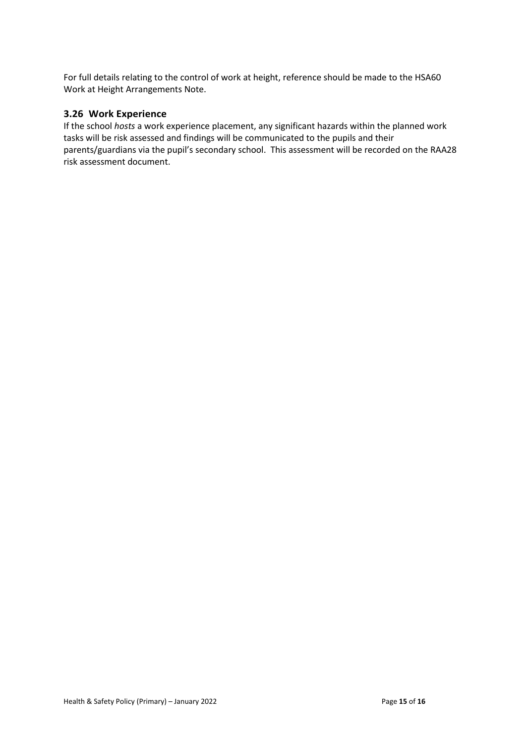For full details relating to the control of work at height, reference should be made to the HSA60 Work at Height Arrangements Note.

### 3.26 Work Experience

If the school *hosts* a work experience placement, any significant hazards within the planned work tasks will be risk assessed and findings will be communicated to the pupils and their parents/guardians via the pupil's secondary school. This assessment will be recorded on the RAA28 risk assessment document.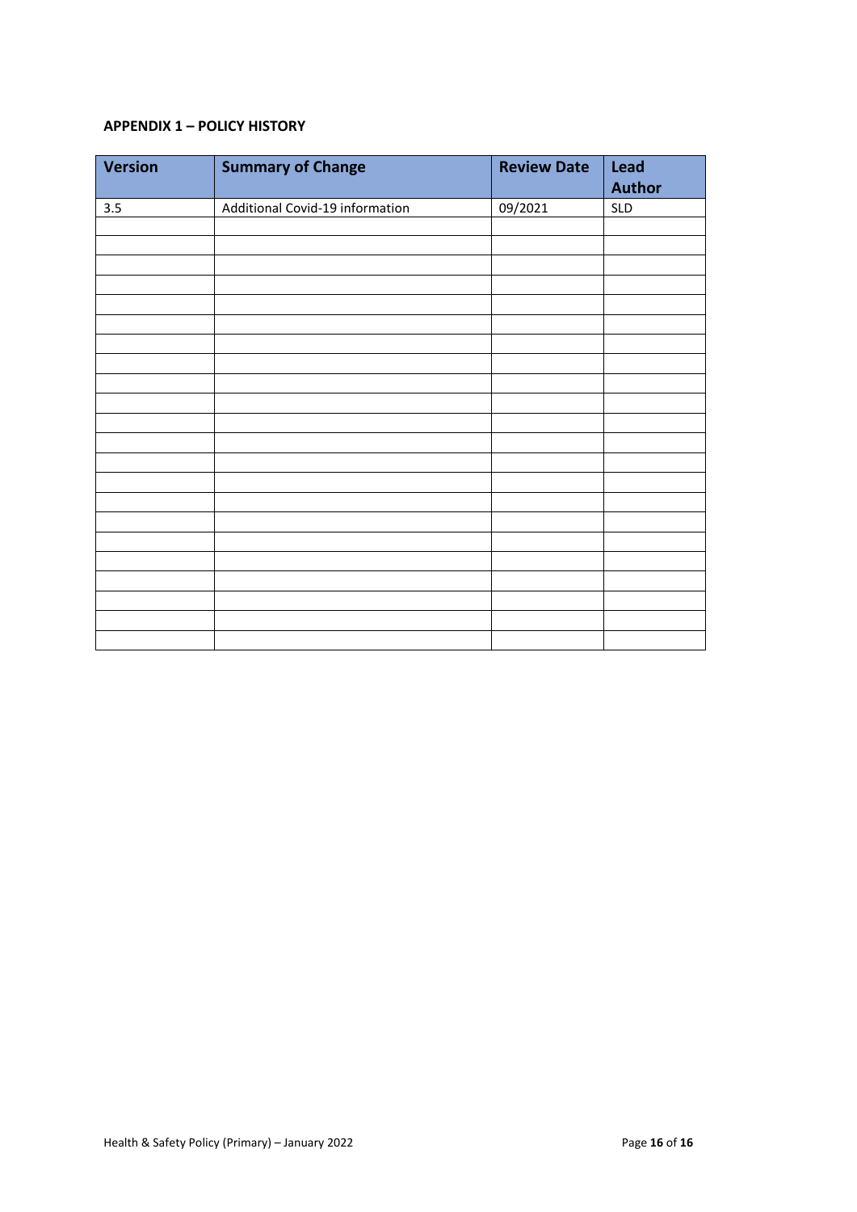**APPENDIX 1 – POLICY HISTORY**

| Version | Summary of Change | Review Date | Lead Author |
|---|---|---|---|
| 3.5 | Additional Covid-19 information | 09/2021 | SLD |
| | | | |
| | | | |
| | | | |
| | | | |
| | | | |
| | | | |
| | | | |
| | | | |
| | | | |
| | | | |
| | | | |
| | | | |
| | | | |
| | | | |
| | | | |
| | | | |
| | | | |
| | | | |
| | | | |
| | | | |
| | | | |
| | | | |